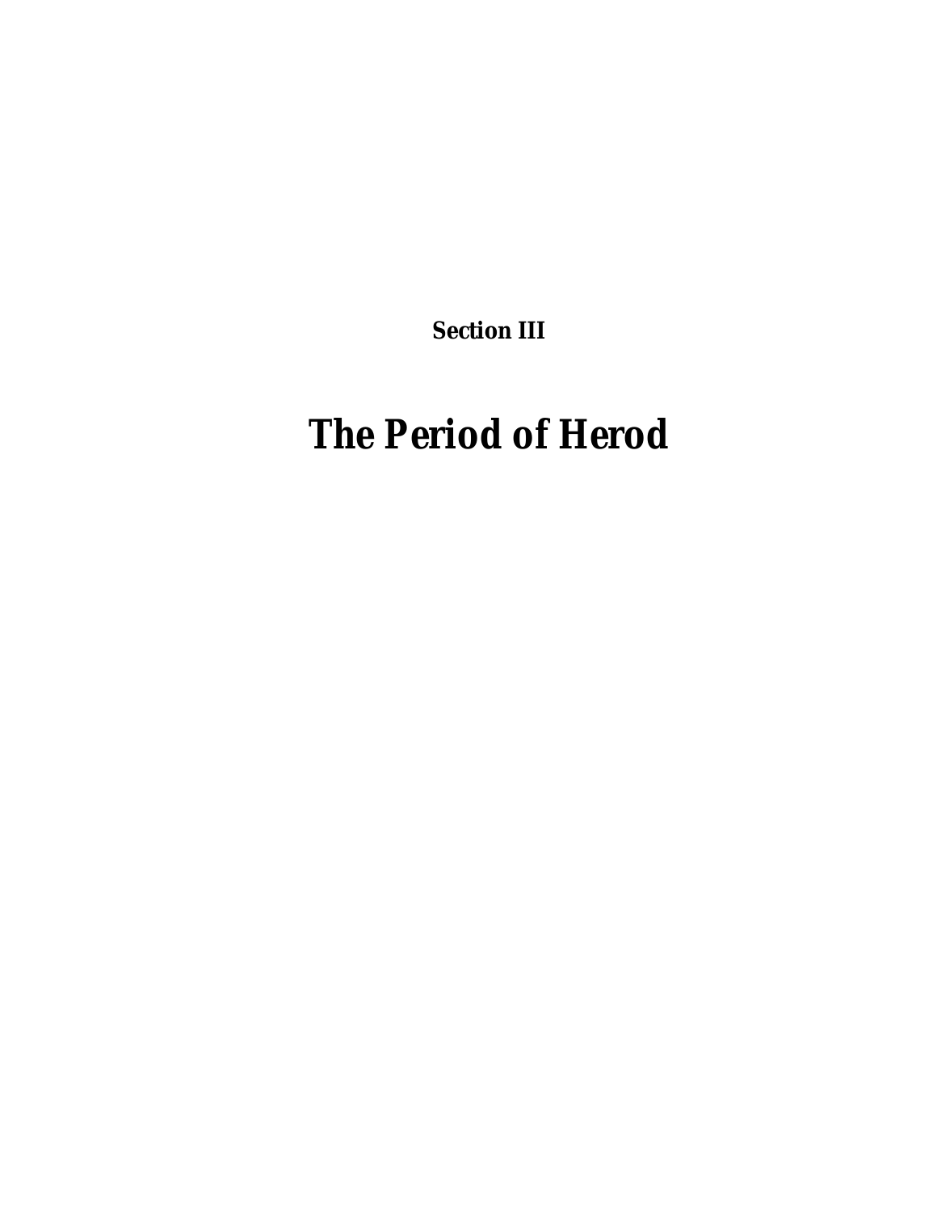**Section III**

# The Period of Herod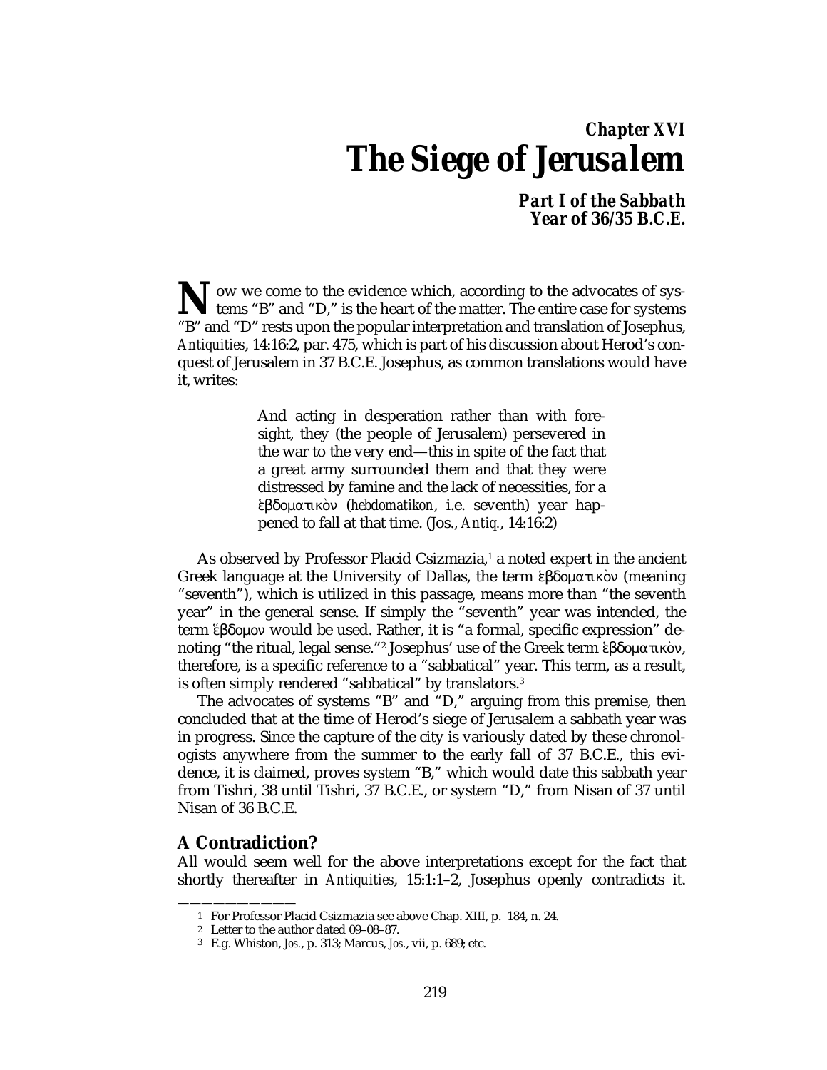## Chapter XVI

# The Siege of Jerusalem

### Part I of the Sabbath Year of 36/35 B.C.E.

Now we come to the evidence which, according to the advocates of systems "B" and "D," is the heart of the matter. The entire case for systems "B" and "D" rests upon the popular interpretation and translation of Josephus, *Antiquities*, 14:16:2, par. 475, which is part of his discussion about Herod's conquest of Jerusalem in 37 B.C.E. Josephus, as common translations would have it, writes:

> And acting in desperation rather than with foresight, they (the people of Jerusalem) persevered in the war to the very end—this in spite of the fact that a great army surrounded them and that they were distressed by famine and the lack of necessities, for a ἑβδοματικὸν (*hebdomatikon*, i.e. seventh) year happened to fall at that time. (Jos., *Antiq.*, 14:16:2)

As observed by Professor Placid Csizmazia,[1] a noted expert in the ancient Greek language at the University of Dallas, the term ἑβδοματικὸν (meaning "seventh"), which is utilized in this passage, means more than "the seventh year" in the general sense. If simply the "seventh" year was intended, the term ἕβδομον would be used. Rather, it is "a formal, specific expression" denoting "the ritual, legal sense."[2] Josephus' use of the Greek term ἑβδοματικὸν, therefore, is a specific reference to a "sabbatical" year. This term, as a result, is often simply rendered "sabbatical" by translators.[3]

The advocates of systems "B" and "D," arguing from this premise, then concluded that at the time of Herod's siege of Jerusalem a sabbath year was in progress. Since the capture of the city is variously dated by these chronologists anywhere from the summer to the early fall of 37 B.C.E., this evidence, it is claimed, proves system "B," which would date this sabbath year from Tishri, 38 until Tishri, 37 B.C.E., or system "D," from Nisan of 37 until Nisan of 36 B.C.E.

### A Contradiction?

All would seem well for the above interpretations except for the fact that shortly thereafter in *Antiquities*, 15:1:1–2, Josephus openly contradicts it.

---

1 For Professor Placid Csizmazia see above Chap. XIII, p. 184, n. 24.

2 Letter to the author dated 09–08–87.

3 E.g. Whiston, *Jos.*, p. 313; Marcus, *Jos.*, vii, p. 689; etc.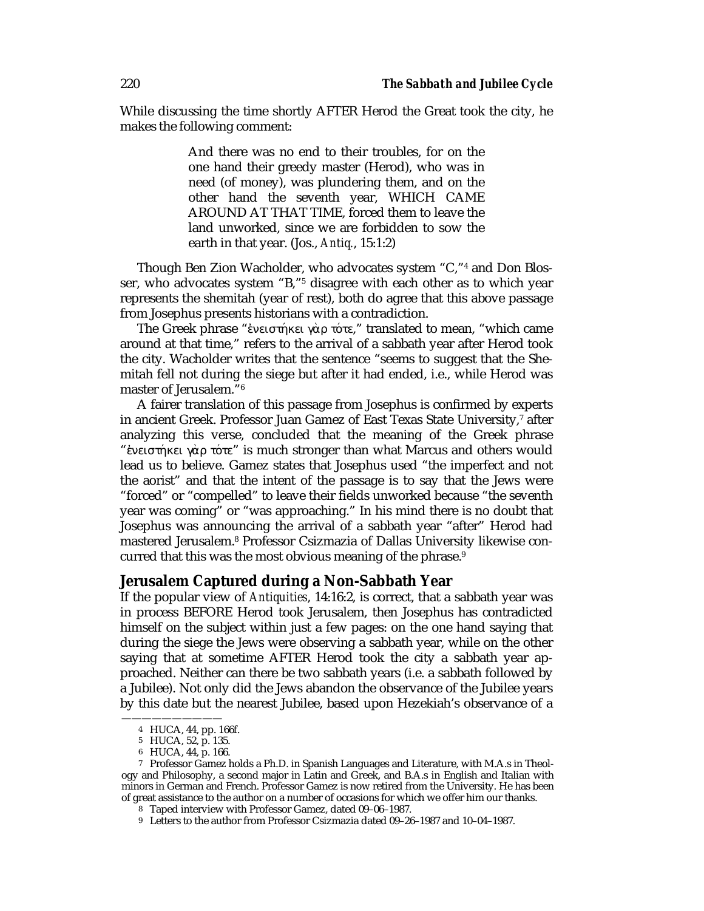While discussing the time shortly AFTER Herod the Great took the city, he makes the following comment:

> And there was no end to their troubles, for on the one hand their greedy master (Herod), who was in need (of money), was plundering them, and on the other hand the seventh year, WHICH CAME AROUND AT THAT TIME, forced them to leave the land unworked, since we are forbidden to sow the earth in that year. (Jos., *Antiq.*, 15:1:2)

Though Ben Zion Wacholder, who advocates system "C,"[4] and Don Blosser, who advocates system "B,"[5] disagree with each other as to which year represents the shemitah (year of rest), both do agree that this above passage from Josephus presents historians with a contradiction.

The Greek phrase "ἐνειστήκει γὰρ τότε," translated to mean, "which came around at that time," refers to the arrival of a sabbath year after Herod took the city. Wacholder writes that the sentence "seems to suggest that the Shemitah fell not during the siege but after it had ended, i.e., while Herod was master of Jerusalem."[6]

A fairer translation of this passage from Josephus is confirmed by experts in ancient Greek. Professor Juan Gamez of East Texas State University,[7] after analyzing this verse, concluded that the meaning of the Greek phrase "ἐνειστήκει γὰρ τότε" is much stronger than what Marcus and others would lead us to believe. Gamez states that Josephus used "the imperfect and not the aorist" and that the intent of the passage is to say that the Jews were "forced" or "compelled" to leave their fields unworked because "the seventh year was coming" or "was approaching." In his mind there is no doubt that Josephus was announcing the arrival of a sabbath year "after" Herod had mastered Jerusalem.[8] Professor Csizmazia of Dallas University likewise concurred that this was the most obvious meaning of the phrase.[9]

## Jerusalem Captured during a Non-Sabbath Year

If the popular view of *Antiquities*, 14:16:2, is correct, that a sabbath year was in process BEFORE Herod took Jerusalem, then Josephus has contradicted himself on the subject within just a few pages: on the one hand saying that during the siege the Jews were observing a sabbath year, while on the other saying that at sometime AFTER Herod took the city a sabbath year approached. Neither can there be two sabbath years (i.e. a sabbath followed by a Jubilee). Not only did the Jews abandon the observance of the Jubilee years by this date but the nearest Jubilee, based upon Hezekiah's observance of a

---

4 HUCA, 44, pp. 166f.

5 HUCA, 52, p. 135.

6 HUCA, 44, p. 166.

7 Professor Gamez holds a Ph.D. in Spanish Languages and Literature, with M.A.s in Theology and Philosophy, a second major in Latin and Greek, and B.A.s in English and Italian with minors in German and French. Professor Gamez is now retired from the University. He has been of great assistance to the author on a number of occasions for which we offer him our thanks.

8 Taped interview with Professor Gamez, dated 09–06–1987.

9 Letters to the author from Professor Csizmazia dated 09–26–1987 and 10–04–1987.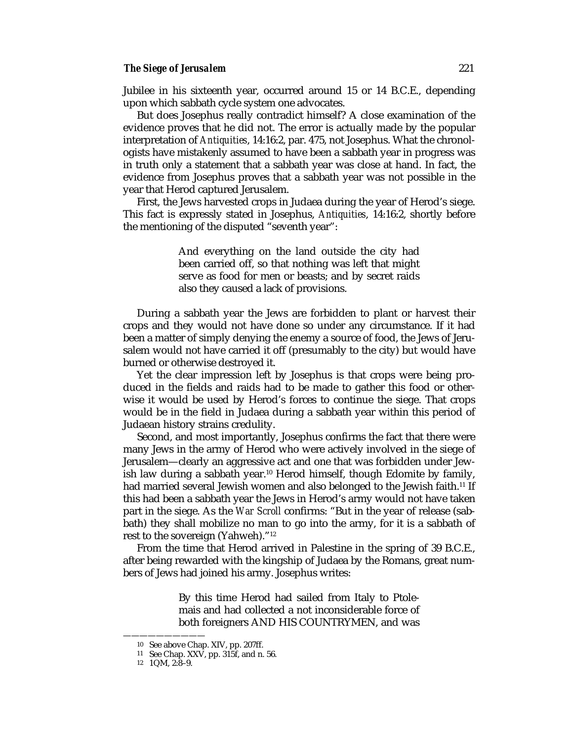Jubilee in his sixteenth year, occurred around 15 or 14 B.C.E., depending upon which sabbath cycle system one advocates.

But does Josephus really contradict himself? A close examination of the evidence proves that he did not. The error is actually made by the popular interpretation of *Antiquities*, 14:16:2, par. 475, not Josephus. What the chronologists have mistakenly assumed to have been a sabbath year in progress was in truth only a statement that a sabbath year was close at hand. In fact, the evidence from Josephus proves that a sabbath year was not possible in the year that Herod captured Jerusalem.

First, the Jews harvested crops in Judaea during the year of Herod's siege. This fact is expressly stated in Josephus, *Antiquities*, 14:16:2, shortly before the mentioning of the disputed "seventh year":

> And everything on the land outside the city had been carried off, so that nothing was left that might serve as food for men or beasts; and by secret raids also they caused a lack of provisions.

During a sabbath year the Jews are forbidden to plant or harvest their crops and they would not have done so under any circumstance. If it had been a matter of simply denying the enemy a source of food, the Jews of Jerusalem would not have carried it off (presumably to the city) but would have burned or otherwise destroyed it.

Yet the clear impression left by Josephus is that crops were being produced in the fields and raids had to be made to gather this food or otherwise it would be used by Herod's forces to continue the siege. That crops would be in the field in Judaea during a sabbath year within this period of Judaean history strains credulity.

Second, and most importantly, Josephus confirms the fact that there were many Jews in the army of Herod who were actively involved in the siege of Jerusalem—clearly an aggressive act and one that was forbidden under Jewish law during a sabbath year.[10] Herod himself, though Edomite by family, had married several Jewish women and also belonged to the Jewish faith.[11] If this had been a sabbath year the Jews in Herod's army would not have taken part in the siege. As the *War Scroll* confirms: "But in the year of release (sabbath) they shall mobilize no man to go into the army, for it is a sabbath of rest to the sovereign (Yahweh)."[12]

From the time that Herod arrived in Palestine in the spring of 39 B.C.E., after being rewarded with the kingship of Judaea by the Romans, great numbers of Jews had joined his army. Josephus writes:

> By this time Herod had sailed from Italy to Ptolemais and had collected a not inconsiderable force of both foreigners AND HIS COUNTRYMEN, and was

---

[10] See above Chap. XIV, pp. 207ff.

[11] See Chap. XXV, pp. 315f, and n. 56.

[12] 1QM, 2:8–9.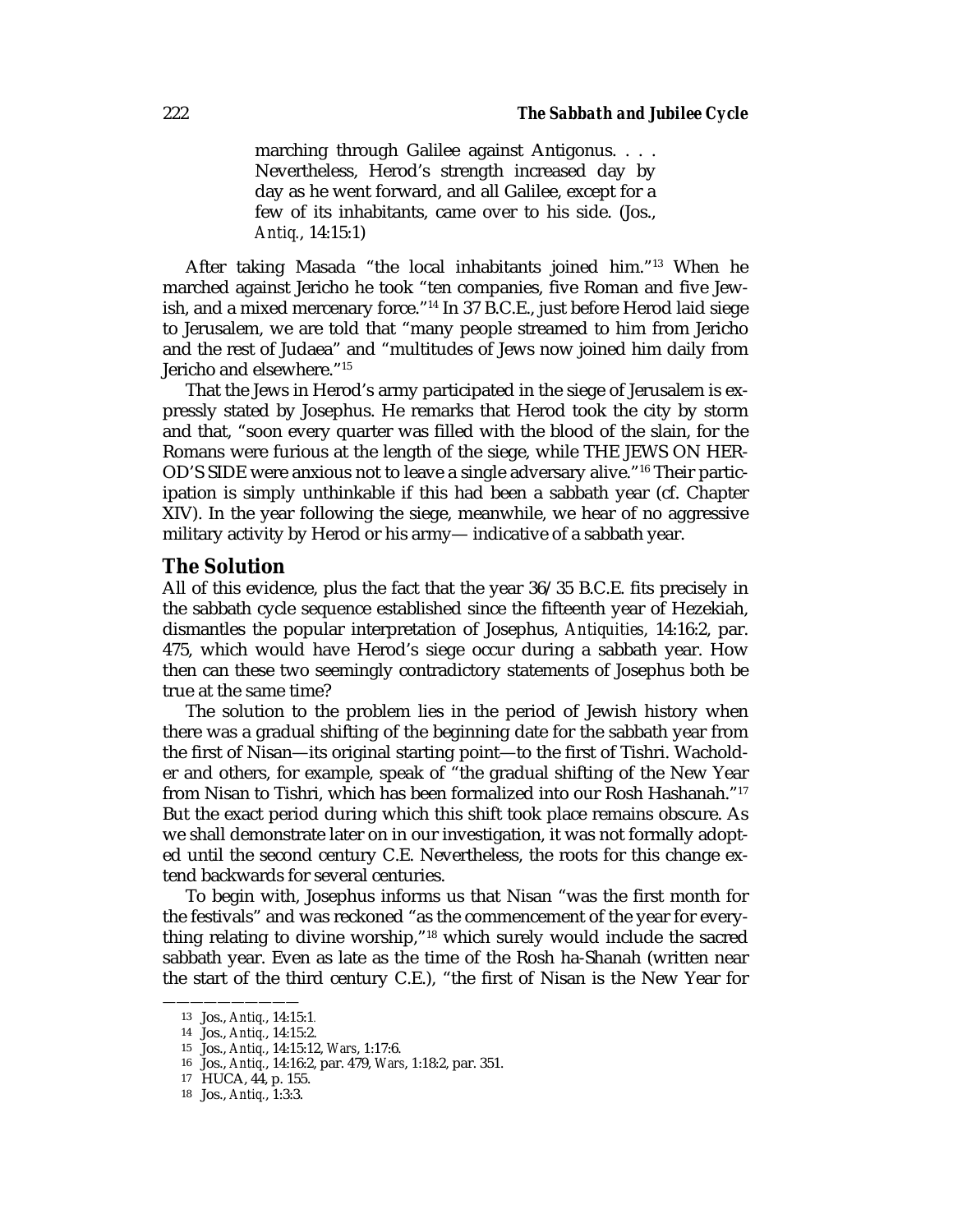> marching through Galilee against Antigonus. . . . Nevertheless, Herod's strength increased day by day as he went forward, and all Galilee, except for a few of its inhabitants, came over to his side. (Jos., *Antiq.*, 14:15:1)

After taking Masada "the local inhabitants joined him."[13] When he marched against Jericho he took "ten companies, five Roman and five Jewish, and a mixed mercenary force."[14] In 37 B.C.E., just before Herod laid siege to Jerusalem, we are told that "many people streamed to him from Jericho and the rest of Judaea" and "multitudes of Jews now joined him daily from Jericho and elsewhere."[15]

That the Jews in Herod's army participated in the siege of Jerusalem is expressly stated by Josephus. He remarks that Herod took the city by storm and that, "soon every quarter was filled with the blood of the slain, for the Romans were furious at the length of the siege, while THE JEWS ON HEROD'S SIDE were anxious not to leave a single adversary alive."[16] Their participation is simply unthinkable if this had been a sabbath year (cf. Chapter XIV). In the year following the siege, meanwhile, we hear of no aggressive military activity by Herod or his army— indicative of a sabbath year.

## The Solution

All of this evidence, plus the fact that the year 36/35 B.C.E. fits precisely in the sabbath cycle sequence established since the fifteenth year of Hezekiah, dismantles the popular interpretation of Josephus, *Antiquities*, 14:16:2, par. 475, which would have Herod's siege occur during a sabbath year. How then can these two seemingly contradictory statements of Josephus both be true at the same time?

The solution to the problem lies in the period of Jewish history when there was a gradual shifting of the beginning date for the sabbath year from the first of Nisan—its original starting point—to the first of Tishri. Wacholder and others, for example, speak of "the gradual shifting of the New Year from Nisan to Tishri, which has been formalized into our Rosh Hashanah."[17] But the exact period during which this shift took place remains obscure. As we shall demonstrate later on in our investigation, it was not formally adopted until the second century C.E. Nevertheless, the roots for this change extend backwards for several centuries.

To begin with, Josephus informs us that Nisan "was the first month for the festivals" and was reckoned "as the commencement of the year for everything relating to divine worship,"[18] which surely would include the sacred sabbath year. Even as late as the time of the Rosh ha-Shanah (written near the start of the third century C.E.), "the first of Nisan is the New Year for

---

13 Jos., *Antiq.*, 14:15:1.
14 Jos., *Antiq.*, 14:15:2.
15 Jos., *Antiq.*, 14:15:12, *Wars*, 1:17:6.
16 Jos., *Antiq.*, 14:16:2, par. 479, *Wars*, 1:18:2, par. 351.
17 HUCA, 44, p. 155.
18 Jos., *Antiq.*, 1:3:3.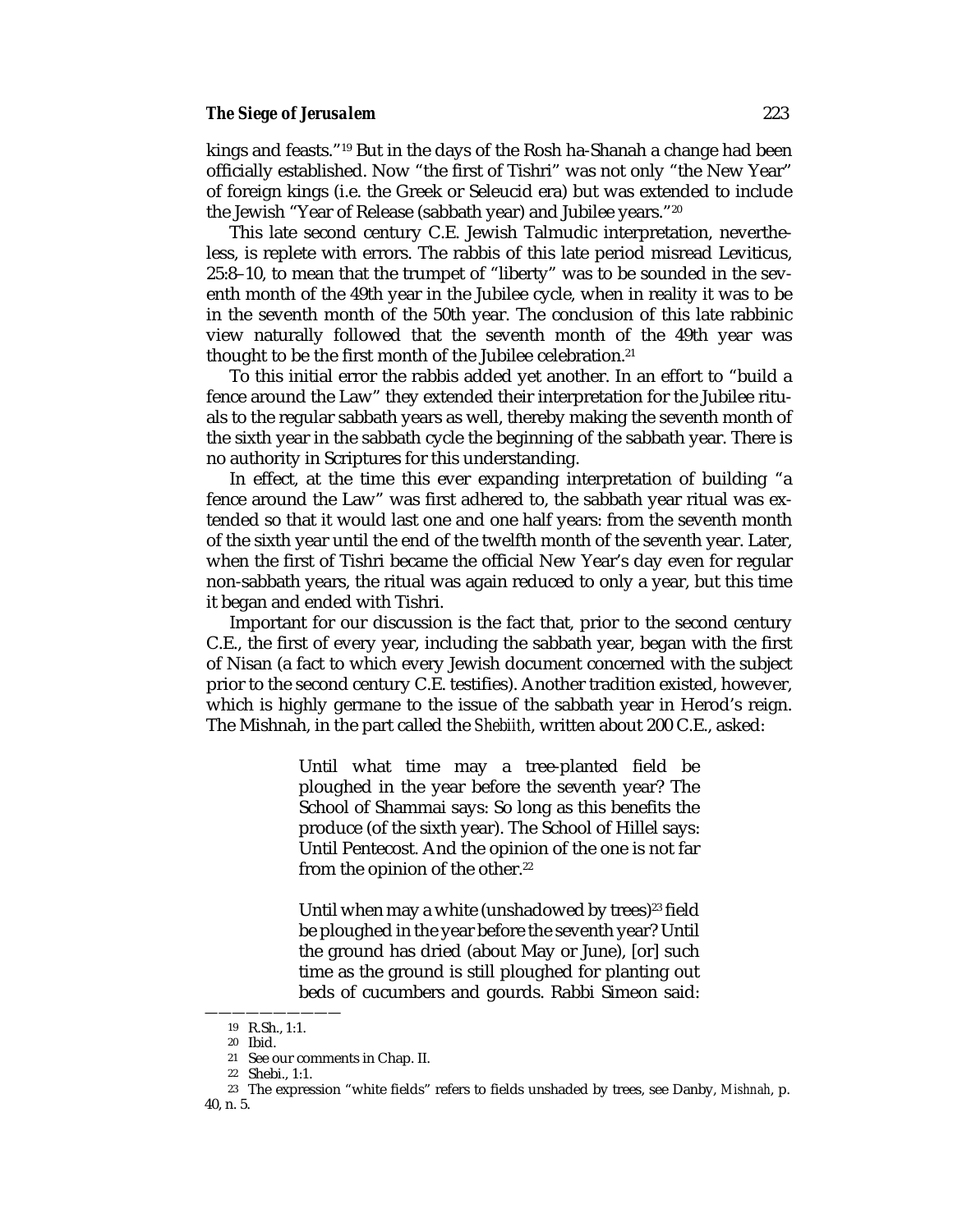kings and feasts."[19] But in the days of the Rosh ha-Shanah a change had been officially established. Now "the first of Tishri" was not only "the New Year" of foreign kings (i.e. the Greek or Seleucid era) but was extended to include the Jewish "Year of Release (sabbath year) and Jubilee years."[20]

This late second century C.E. Jewish Talmudic interpretation, nevertheless, is replete with errors. The rabbis of this late period misread Leviticus, 25:8–10, to mean that the trumpet of "liberty" was to be sounded in the seventh month of the 49th year in the Jubilee cycle, when in reality it was to be in the seventh month of the 50th year. The conclusion of this late rabbinic view naturally followed that the seventh month of the 49th year was thought to be the first month of the Jubilee celebration.[21]

To this initial error the rabbis added yet another. In an effort to "build a fence around the Law" they extended their interpretation for the Jubilee rituals to the regular sabbath years as well, thereby making the seventh month of the sixth year in the sabbath cycle the beginning of the sabbath year. There is no authority in Scriptures for this understanding.

In effect, at the time this ever expanding interpretation of building "a fence around the Law" was first adhered to, the sabbath year ritual was extended so that it would last one and one half years: from the seventh month of the sixth year until the end of the twelfth month of the seventh year. Later, when the first of Tishri became the official New Year's day even for regular non-sabbath years, the ritual was again reduced to only a year, but this time it began and ended with Tishri.

Important for our discussion is the fact that, prior to the second century C.E., the first of every year, including the sabbath year, began with the first of Nisan (a fact to which every Jewish document concerned with the subject prior to the second century C.E. testifies). Another tradition existed, however, which is highly germane to the issue of the sabbath year in Herod's reign. The Mishnah, in the part called the *Shebiith*, written about 200 C.E., asked:

> Until what time may a tree-planted field be ploughed in the year before the seventh year? The School of Shammai says: So long as this benefits the produce (of the sixth year). The School of Hillel says: Until Pentecost. And the opinion of the one is not far from the opinion of the other.[22]
>
> Until when may a white (unshadowed by trees)[23] field be ploughed in the year before the seventh year? Until the ground has dried (about May or June), [or] such time as the ground is still ploughed for planting out beds of cucumbers and gourds. Rabbi Simeon said:

---

19 R.Sh., 1:1.

20 Ibid.

21 See our comments in Chap. II.

22 Shebi., 1:1.

23 The expression "white fields" refers to fields unshaded by trees, see Danby, *Mishnah*, p. 40, n. 5.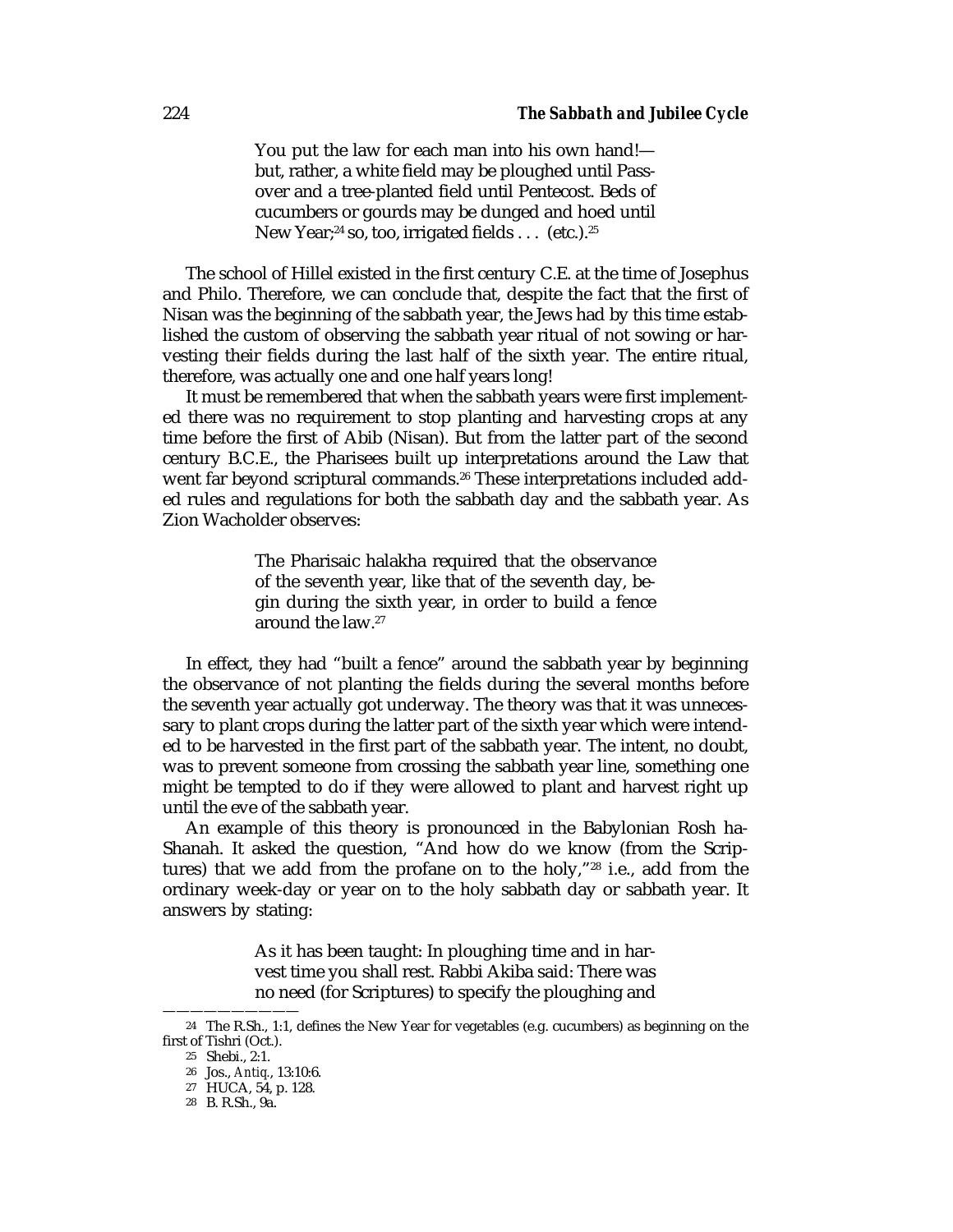> You put the law for each man into his own hand!—but, rather, a white field may be ploughed until Passover and a tree-planted field until Pentecost. Beds of cucumbers or gourds may be dunged and hoed until New Year;[24] so, too, irrigated fields . . . (etc.).[25]

The school of Hillel existed in the first century C.E. at the time of Josephus and Philo. Therefore, we can conclude that, despite the fact that the first of Nisan was the beginning of the sabbath year, the Jews had by this time established the custom of observing the sabbath year ritual of not sowing or harvesting their fields during the last half of the sixth year. The entire ritual, therefore, was actually one and one half years long!

It must be remembered that when the sabbath years were first implemented there was no requirement to stop planting and harvesting crops at any time before the first of Abib (Nisan). But from the latter part of the second century B.C.E., the Pharisees built up interpretations around the Law that went far beyond scriptural commands.[26] These interpretations included added rules and regulations for both the sabbath day and the sabbath year. As Zion Wacholder observes:

> The Pharisaic halakha required that the observance of the seventh year, like that of the seventh day, begin during the sixth year, in order to build a fence around the law.[27]

In effect, they had "built a fence" around the sabbath year by beginning the observance of not planting the fields during the several months before the seventh year actually got underway. The theory was that it was unnecessary to plant crops during the latter part of the sixth year which were intended to be harvested in the first part of the sabbath year. The intent, no doubt, was to prevent someone from crossing the sabbath year line, something one might be tempted to do if they were allowed to plant and harvest right up until the eve of the sabbath year.

An example of this theory is pronounced in the Babylonian Rosh ha-Shanah. It asked the question, "And how do we know (from the Scriptures) that we add from the profane on to the holy,"[28] i.e., add from the ordinary week-day or year on to the holy sabbath day or sabbath year. It answers by stating:

> As it has been taught: In ploughing time and in harvest time you shall rest. Rabbi Akiba said: There was no need (for Scriptures) to specify the ploughing and

---

[24] The R.Sh., 1:1, defines the New Year for vegetables (e.g. cucumbers) as beginning on the first of Tishri (Oct.).

[25] Shebi., 2:1.

[26] Jos., *Antiq.*, 13:10:6.

[27] HUCA, 54, p. 128.

[28] B. R.Sh., 9a.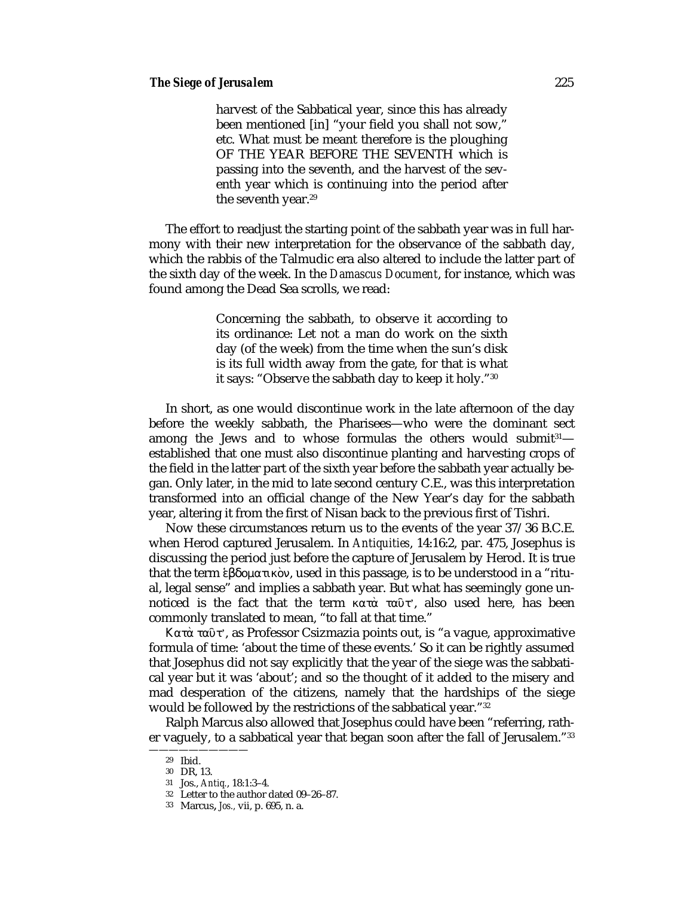> harvest of the Sabbatical year, since this has already been mentioned [in] "your field you shall not sow," etc. What must be meant therefore is the ploughing OF THE YEAR BEFORE THE SEVENTH which is passing into the seventh, and the harvest of the seventh year which is continuing into the period after the seventh year.[29]

The effort to readjust the starting point of the sabbath year was in full harmony with their new interpretation for the observance of the sabbath day, which the rabbis of the Talmudic era also altered to include the latter part of the sixth day of the week. In the *Damascus Document*, for instance, which was found among the Dead Sea scrolls, we read:

> Concerning the sabbath, to observe it according to its ordinance: Let not a man do work on the sixth day (of the week) from the time when the sun's disk is its full width away from the gate, for that is what it says: "Observe the sabbath day to keep it holy."[30]

In short, as one would discontinue work in the late afternoon of the day before the weekly sabbath, the Pharisees—who were the dominant sect among the Jews and to whose formulas the others would submit[31]—established that one must also discontinue planting and harvesting crops of the field in the latter part of the sixth year before the sabbath year actually began. Only later, in the mid to late second century C.E., was this interpretation transformed into an official change of the New Year's day for the sabbath year, altering it from the first of Nisan back to the previous first of Tishri.

Now these circumstances return us to the events of the year 37/36 B.C.E. when Herod captured Jerusalem. In *Antiquities*, 14:16:2, par. 475, Josephus is discussing the period just before the capture of Jerusalem by Herod. It is true that the term ἑβδοματικὸν, used in this passage, is to be understood in a "ritual, legal sense" and implies a sabbath year. But what has seemingly gone unnoticed is the fact that the term κατὰ ταῦτ', also used here, has been commonly translated to mean, "to fall at that time."

Κατὰ ταῦτ', as Professor Csizmazia points out, is "a vague, approximative formula of time: 'about the time of these events.' So it can be rightly assumed that Josephus did not say explicitly that the year of the siege was the sabbatical year but it was 'about'; and so the thought of it added to the misery and mad desperation of the citizens, namely that the hardships of the siege would be followed by the restrictions of the sabbatical year."[32]

Ralph Marcus also allowed that Josephus could have been "referring, rather vaguely, to a sabbatical year that began soon after the fall of Jerusalem."[33]

---

29 Ibid.

30 DR, 13.

31 Jos., *Antiq.*, 18:1:3–4.

32 Letter to the author dated 09–26–87.

33 Marcus, *Jos.*, vii, p. 695, n. a.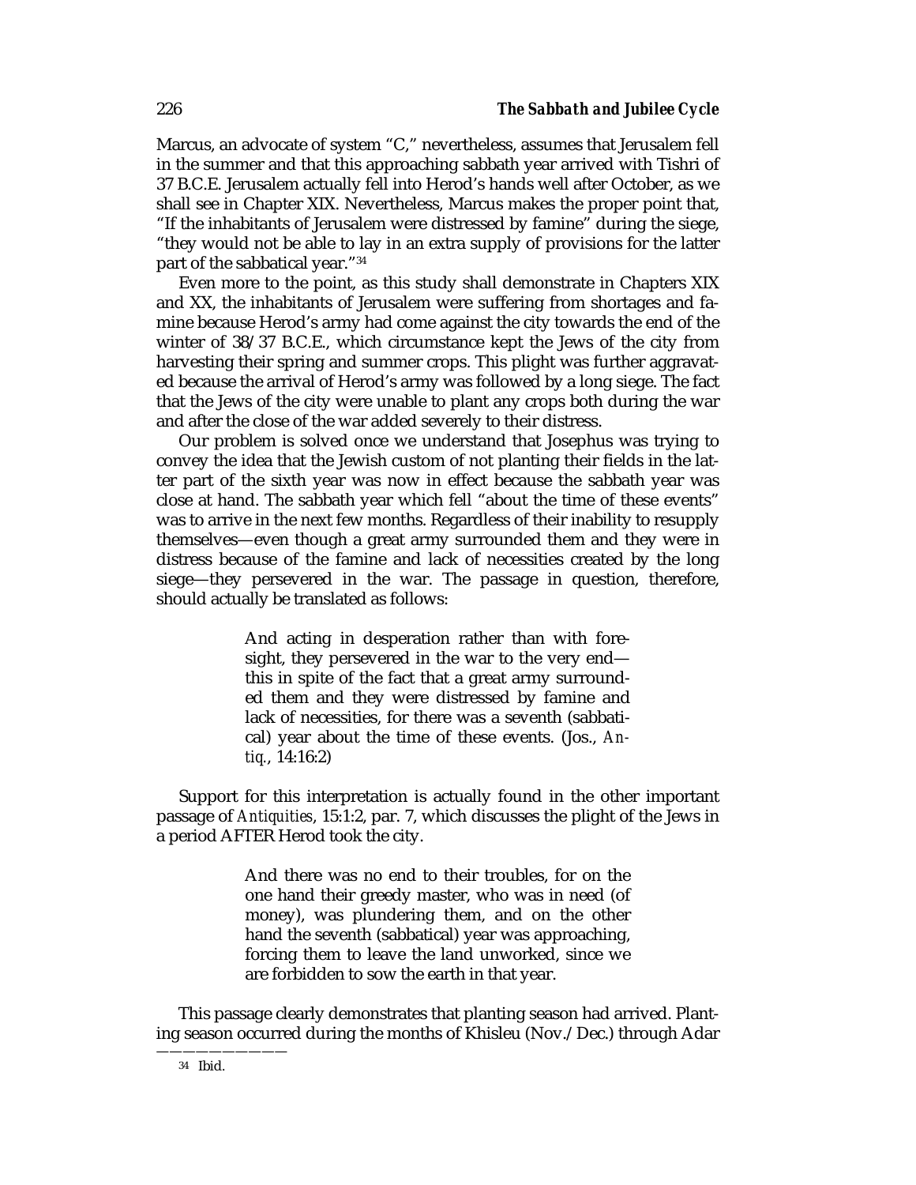Marcus, an advocate of system "C," nevertheless, assumes that Jerusalem fell in the summer and that this approaching sabbath year arrived with Tishri of 37 B.C.E. Jerusalem actually fell into Herod's hands well after October, as we shall see in Chapter XIX. Nevertheless, Marcus makes the proper point that, "If the inhabitants of Jerusalem were distressed by famine" during the siege, "they would not be able to lay in an extra supply of provisions for the latter part of the sabbatical year."[34]

Even more to the point, as this study shall demonstrate in Chapters XIX and XX, the inhabitants of Jerusalem were suffering from shortages and famine because Herod's army had come against the city towards the end of the winter of 38/37 B.C.E., which circumstance kept the Jews of the city from harvesting their spring and summer crops. This plight was further aggravated because the arrival of Herod's army was followed by a long siege. The fact that the Jews of the city were unable to plant any crops both during the war and after the close of the war added severely to their distress.

Our problem is solved once we understand that Josephus was trying to convey the idea that the Jewish custom of not planting their fields in the latter part of the sixth year was now in effect because the sabbath year was close at hand. The sabbath year which fell "about the time of these events" was to arrive in the next few months. Regardless of their inability to resupply themselves—even though a great army surrounded them and they were in distress because of the famine and lack of necessities created by the long siege—they persevered in the war. The passage in question, therefore, should actually be translated as follows:

> And acting in desperation rather than with foresight, they persevered in the war to the very end—this in spite of the fact that a great army surrounded them and they were distressed by famine and lack of necessities, for there was a seventh (sabbatical) year about the time of these events. (Jos., *Antiq.*, 14:16:2)

Support for this interpretation is actually found in the other important passage of *Antiquities*, 15:1:2, par. 7, which discusses the plight of the Jews in a period AFTER Herod took the city.

> And there was no end to their troubles, for on the one hand their greedy master, who was in need (of money), was plundering them, and on the other hand the seventh (sabbatical) year was approaching, forcing them to leave the land unworked, since we are forbidden to sow the earth in that year.

This passage clearly demonstrates that planting season had arrived. Planting season occurred during the months of Khisleu (Nov./Dec.) through Adar

---

[34] Ibid.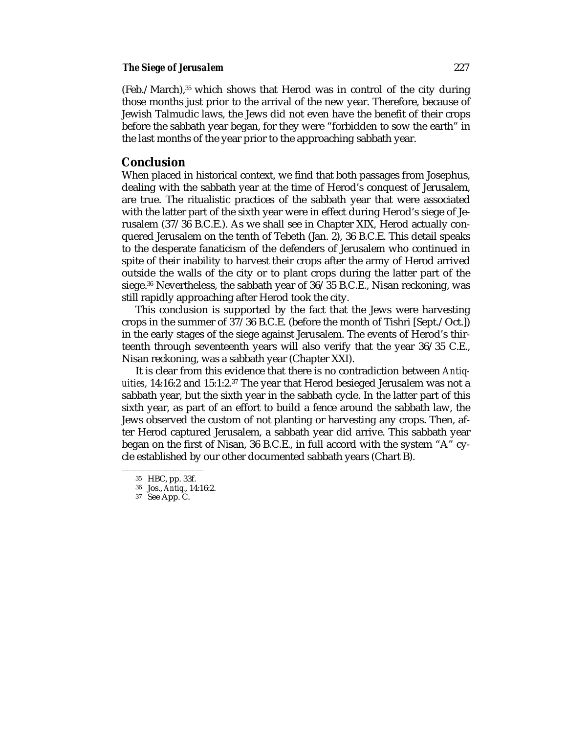(Feb./March),[35] which shows that Herod was in control of the city during those months just prior to the arrival of the new year. Therefore, because of Jewish Talmudic laws, the Jews did not even have the benefit of their crops before the sabbath year began, for they were "forbidden to sow the earth" in the last months of the year prior to the approaching sabbath year.

## Conclusion

When placed in historical context, we find that both passages from Josephus, dealing with the sabbath year at the time of Herod's conquest of Jerusalem, are true. The ritualistic practices of the sabbath year that were associated with the latter part of the sixth year were in effect during Herod's siege of Jerusalem (37/36 B.C.E.). As we shall see in Chapter XIX, Herod actually conquered Jerusalem on the tenth of Tebeth (Jan. 2), 36 B.C.E. This detail speaks to the desperate fanaticism of the defenders of Jerusalem who continued in spite of their inability to harvest their crops after the army of Herod arrived outside the walls of the city or to plant crops during the latter part of the siege.[36] Nevertheless, the sabbath year of 36/35 B.C.E., Nisan reckoning, was still rapidly approaching after Herod took the city.

This conclusion is supported by the fact that the Jews were harvesting crops in the summer of 37/36 B.C.E. (before the month of Tishri [Sept./Oct.]) in the early stages of the siege against Jerusalem. The events of Herod's thirteenth through seventeenth years will also verify that the year 36/35 C.E., Nisan reckoning, was a sabbath year (Chapter XXI).

It is clear from this evidence that there is no contradiction between *Antiquities*, 14:16:2 and 15:1:2.[37] The year that Herod besieged Jerusalem was not a sabbath year, but the sixth year in the sabbath cycle. In the latter part of this sixth year, as part of an effort to build a fence around the sabbath law, the Jews observed the custom of not planting or harvesting any crops. Then, after Herod captured Jerusalem, a sabbath year did arrive. This sabbath year began on the first of Nisan, 36 B.C.E., in full accord with the system "A" cycle established by our other documented sabbath years (Chart B).

———————

35 HBC, pp. 33f.

36 Jos., *Antiq.*, 14:16:2.

37 See App. C.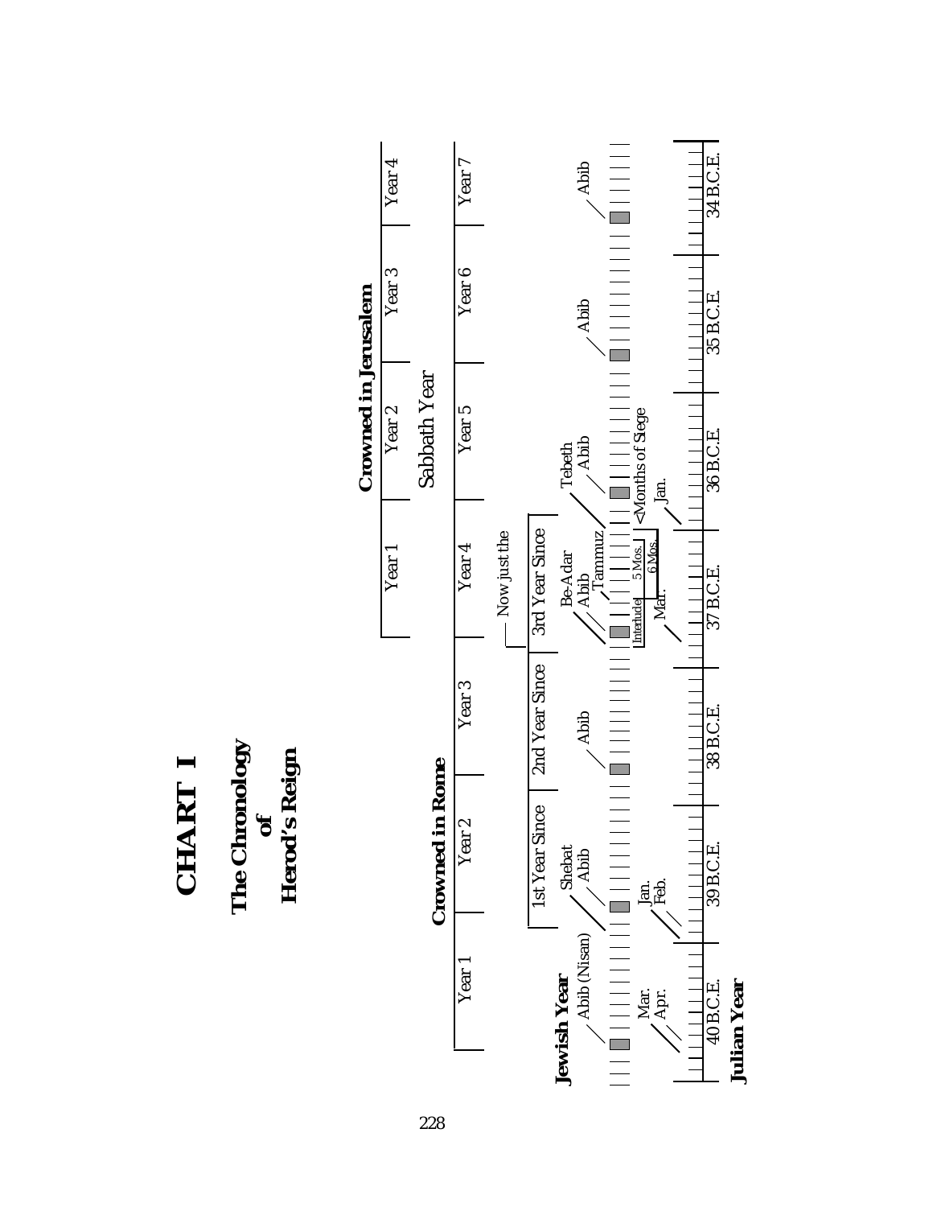# CHART I

## The Chronology of Herod's Reign

**Crowned in Jerusalem**

Year 1 | Year 2 | Year 3 | Year 4

Sabbath Year

**Crowned in Rome**

Year 1 | Year 2 | Year 3 | Year 4 | Year 5 | Year 6 | Year 7

1st Year Since | 2nd Year Since | 3rd Year Since

Now just the

**Jewish Year**

Abib (Nisan)

Shebat

Abib

Abib

Be-Adar

Abib

Tammuz

Tebeth

Abib

Abib

Abib

Interlude

5 Mos.

6 Mos.

<Months of Siege

Mar.

Apr.

Jan.

Feb.

Mar.

Jan.

40 B.C.E. | 39 B.C.E. | 38 B.C.E. | 37 B.C.E. | 36 B.C.E. | 35 B.C.E. | 34 B.C.E.

**Julian Year**